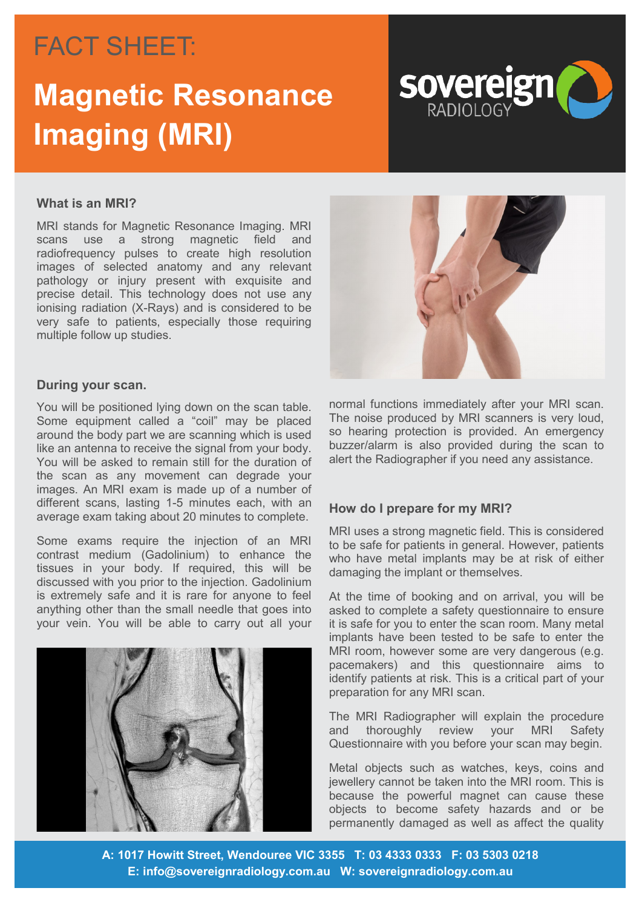FACT SHEET:

# Magnetic Resonance Imaging (MRI)

## What is an MRI?

MRI stands for Magnetic Resonance Imaging. MRI scans use a strong magnetic field and radiofrequency pulses to create high resolution images of selected anatomy and any relevant pathology or injury present with exquisite and precise detail. This technology does not use any ionising radiation (X-Rays) and is considered to be very safe to patients, especially those requiring multiple follow up studies.

## During your scan.

You will be positioned lying down on the scan table. Some equipment called a "coil" may be placed around the body part we are scanning which is used like an antenna to receive the signal from your body. You will be asked to remain still for the duration of the scan as any movement can degrade your images. An MRI exam is made up of a number of different scans, lasting 1-5 minutes each, with an average exam taking about 20 minutes to complete.

Some exams require the injection of an MRI contrast medium (Gadolinium) to enhance the tissues in your body. If required, this will be discussed with you prior to the injection. Gadolinium is extremely safe and it is rare for anyone to feel anything other than the small needle that goes into your vein. You will be able to carry out all your normal functions immediately after your MRI scan. The noise produced by MRI scanners is very loud, so hearing protection is provided. An emergency buzzer/alarm is also provided during the scan to alert the Radiographer if you need any assistance.

## How do I prepare for my MRI?

MRI uses a strong magnetic field. This is considered to be safe for patients in general. However, patients who have metal implants may be at risk of either damaging the implant or themselves.

At the time of booking and on arrival, you will be asked to complete a safety questionnaire to ensure it is safe for you to enter the scan room. Many metal implants have been tested to be safe to enter the MRI room, however some are very dangerous (e.g. pacemakers) and this questionnaire aims to identify patients at risk. This is a critical part of your preparation for any MRI scan.

The MRI Radiographer will explain the procedure and thoroughly review your MRI Safety Questionnaire with you before your scan may begin.

Metal objects such as watches, keys, coins and jewellery cannot be taken into the MRI room. This is because the powerful magnet can cause these objects to become safety hazards and or be permanently damaged as well as affect the quality

**A: 1017 Howitt Street, Wendouree VIC 3355 T: 03 4333 0333 F: 03 5303 0218**
**E: info@sovereignradiology.com.au W: sovereignradiology.com.au**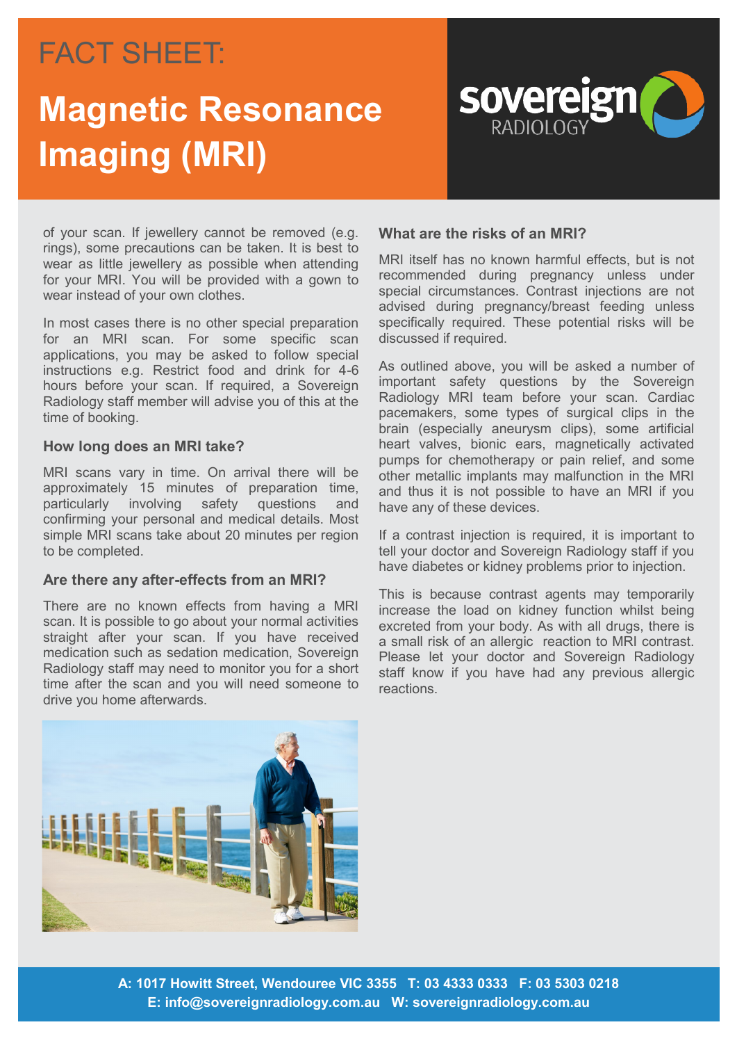# FACT SHEET:

# Magnetic Resonance Imaging (MRI)

of your scan. If jewellery cannot be removed (e.g. rings), some precautions can be taken. It is best to wear as little jewellery as possible when attending for your MRI. You will be provided with a gown to wear instead of your own clothes.

In most cases there is no other special preparation for an MRI scan. For some specific scan applications, you may be asked to follow special instructions e.g. Restrict food and drink for 4-6 hours before your scan. If required, a Sovereign Radiology staff member will advise you of this at the time of booking.

### How long does an MRI take?

MRI scans vary in time. On arrival there will be approximately 15 minutes of preparation time, particularly involving safety questions and confirming your personal and medical details. Most simple MRI scans take about 20 minutes per region to be completed.

### Are there any after-effects from an MRI?

There are no known effects from having a MRI scan. It is possible to go about your normal activities straight after your scan. If you have received medication such as sedation medication, Sovereign Radiology staff may need to monitor you for a short time after the scan and you will need someone to drive you home afterwards.

### What are the risks of an MRI?

MRI itself has no known harmful effects, but is not recommended during pregnancy unless under special circumstances. Contrast injections are not advised during pregnancy/breast feeding unless specifically required. These potential risks will be discussed if required.

As outlined above, you will be asked a number of important safety questions by the Sovereign Radiology MRI team before your scan. Cardiac pacemakers, some types of surgical clips in the brain (especially aneurysm clips), some artificial heart valves, bionic ears, magnetically activated pumps for chemotherapy or pain relief, and some other metallic implants may malfunction in the MRI and thus it is not possible to have an MRI if you have any of these devices.

If a contrast injection is required, it is important to tell your doctor and Sovereign Radiology staff if you have diabetes or kidney problems prior to injection.

This is because contrast agents may temporarily increase the load on kidney function whilst being excreted from your body. As with all drugs, there is a small risk of an allergic reaction to MRI contrast. Please let your doctor and Sovereign Radiology staff know if you have had any previous allergic reactions.

**A: 1017 Howitt Street, Wendouree VIC 3355 T: 03 4333 0333 F: 03 5303 0218**
**E: info@sovereignradiology.com.au W: sovereignradiology.com.au**